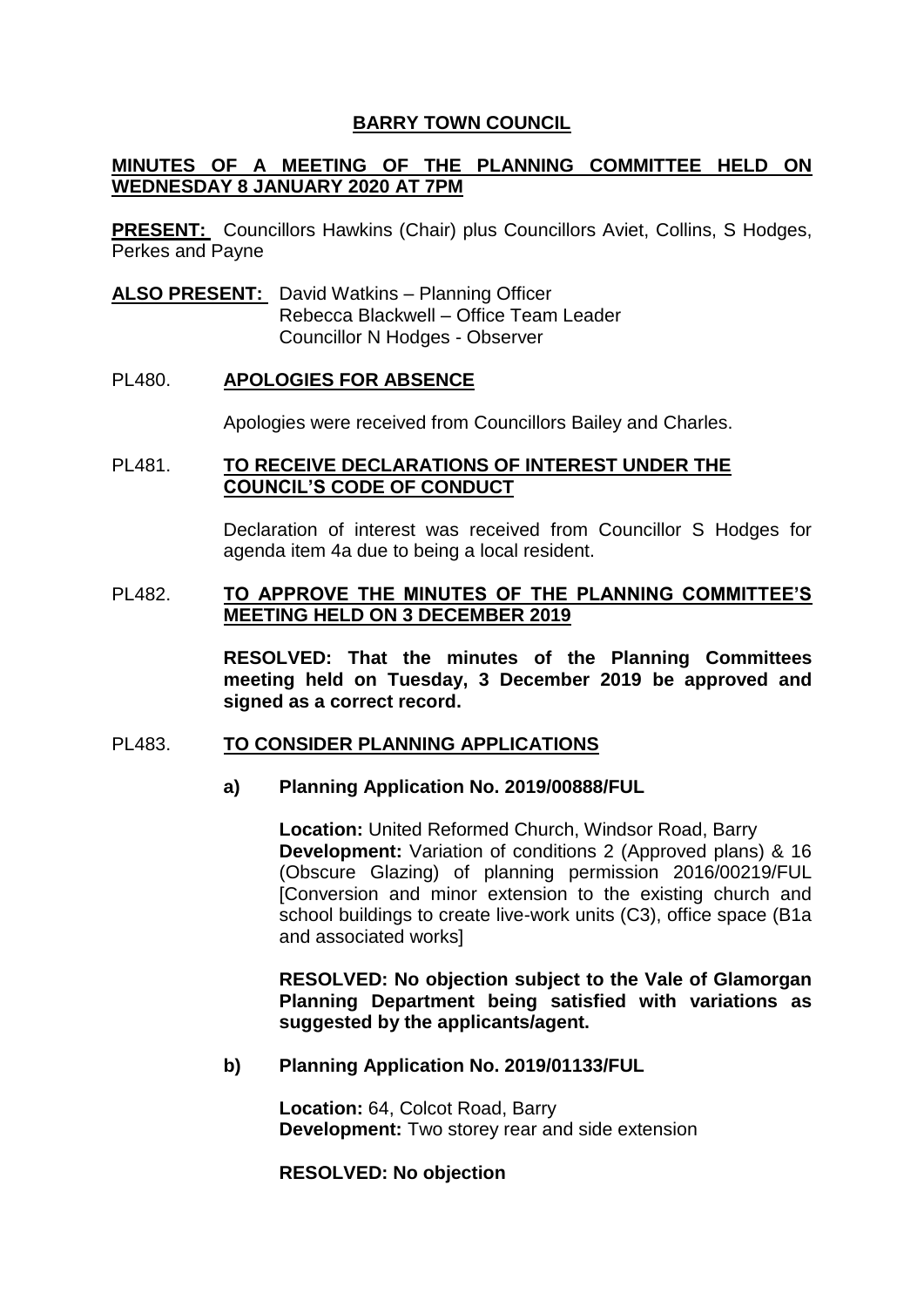# BARRY TOWN COUNCIL

## MINUTES OF A MEETING OF THE PLANNING COMMITTEE HELD ON WEDNESDAY 8 JANUARY 2020 AT 7PM

**PRESENT:** Councillors Hawkins (Chair) plus Councillors Aviet, Collins, S Hodges, Perkes and Payne

**ALSO PRESENT:** David Watkins – Planning Officer
Rebecca Blackwell – Office Team Leader
Councillor N Hodges - Observer

### PL480. APOLOGIES FOR ABSENCE

Apologies were received from Councillors Bailey and Charles.

### PL481. TO RECEIVE DECLARATIONS OF INTEREST UNDER THE COUNCIL'S CODE OF CONDUCT

Declaration of interest was received from Councillor S Hodges for agenda item 4a due to being a local resident.

### PL482. TO APPROVE THE MINUTES OF THE PLANNING COMMITTEE'S MEETING HELD ON 3 DECEMBER 2019

**RESOLVED: That the minutes of the Planning Committees meeting held on Tuesday, 3 December 2019 be approved and signed as a correct record.**

### PL483. TO CONSIDER PLANNING APPLICATIONS

**a) Planning Application No. 2019/00888/FUL**

**Location:** United Reformed Church, Windsor Road, Barry
**Development:** Variation of conditions 2 (Approved plans) & 16 (Obscure Glazing) of planning permission 2016/00219/FUL [Conversion and minor extension to the existing church and school buildings to create live-work units (C3), office space (B1a and associated works]

**RESOLVED: No objection subject to the Vale of Glamorgan Planning Department being satisfied with variations as suggested by the applicants/agent.**

**b) Planning Application No. 2019/01133/FUL**

**Location:** 64, Colcot Road, Barry
**Development:** Two storey rear and side extension

**RESOLVED: No objection**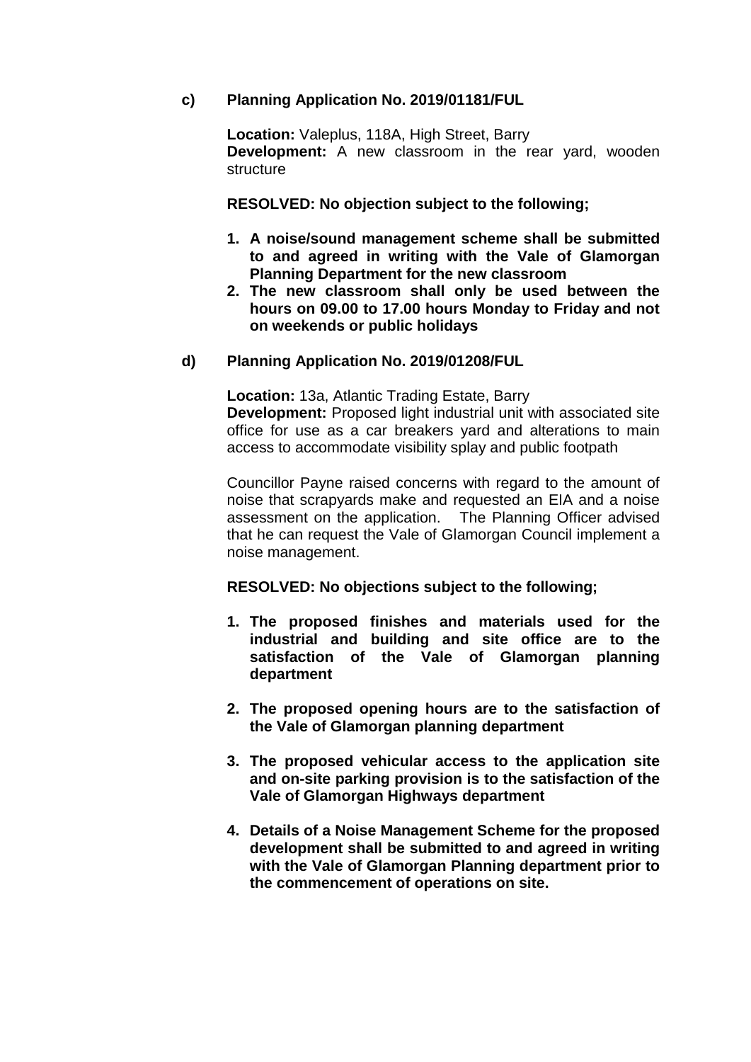**c) Planning Application No. 2019/01181/FUL**

**Location:** Valeplus, 118A, High Street, Barry
**Development:** A new classroom in the rear yard, wooden structure

**RESOLVED: No objection subject to the following;**

1. **A noise/sound management scheme shall be submitted to and agreed in writing with the Vale of Glamorgan Planning Department for the new classroom**
2. **The new classroom shall only be used between the hours on 09.00 to 17.00 hours Monday to Friday and not on weekends or public holidays**

**d) Planning Application No. 2019/01208/FUL**

**Location:** 13a, Atlantic Trading Estate, Barry
**Development:** Proposed light industrial unit with associated site office for use as a car breakers yard and alterations to main access to accommodate visibility splay and public footpath

Councillor Payne raised concerns with regard to the amount of noise that scrapyards make and requested an EIA and a noise assessment on the application. The Planning Officer advised that he can request the Vale of Glamorgan Council implement a noise management.

**RESOLVED: No objections subject to the following;**

1. **The proposed finishes and materials used for the industrial and building and site office are to the satisfaction of the Vale of Glamorgan planning department**

2. **The proposed opening hours are to the satisfaction of the Vale of Glamorgan planning department**

3. **The proposed vehicular access to the application site and on-site parking provision is to the satisfaction of the Vale of Glamorgan Highways department**

4. **Details of a Noise Management Scheme for the proposed development shall be submitted to and agreed in writing with the Vale of Glamorgan Planning department prior to the commencement of operations on site.**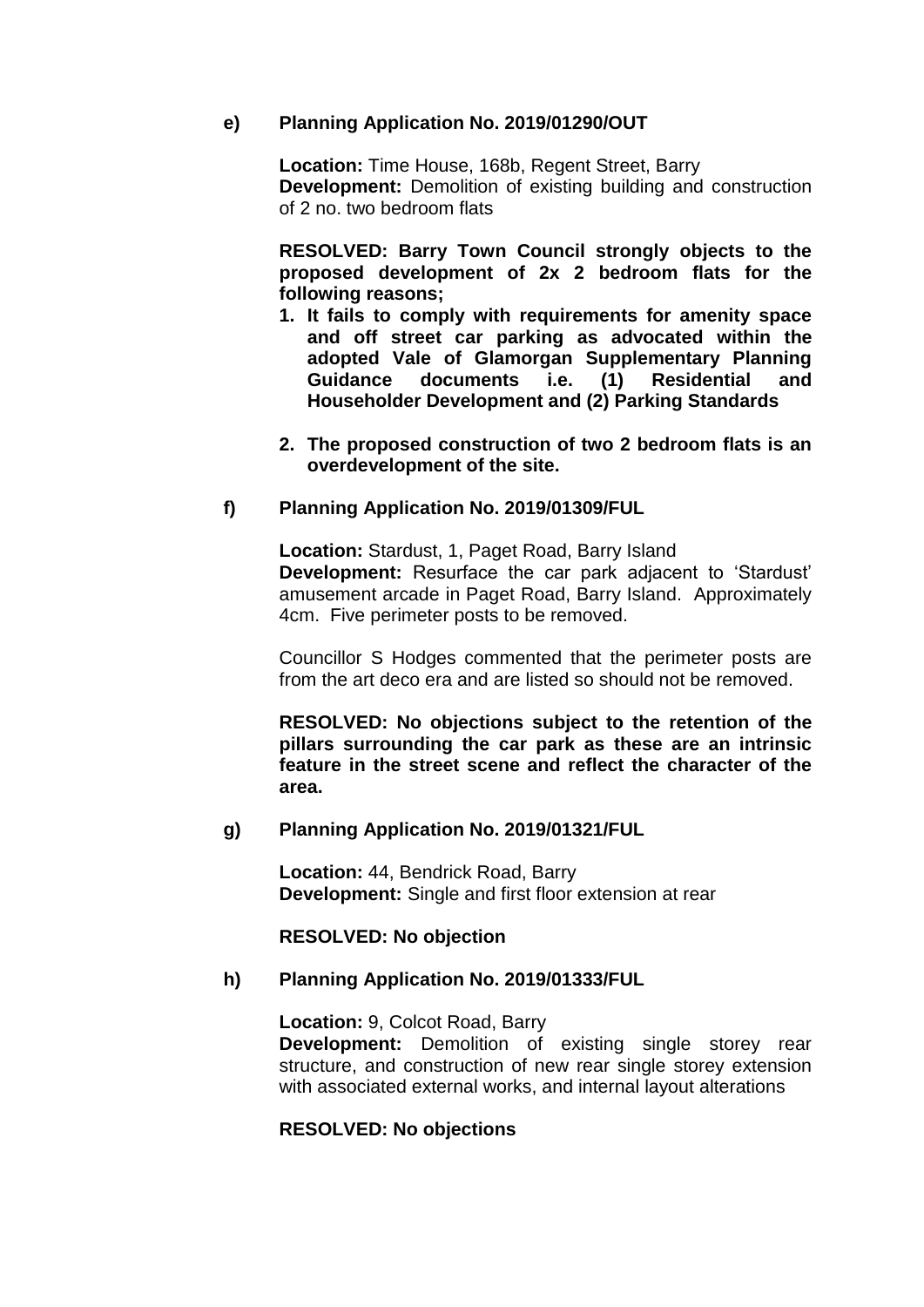**e) Planning Application No. 2019/01290/OUT**

**Location:** Time House, 168b, Regent Street, Barry
**Development:** Demolition of existing building and construction of 2 no. two bedroom flats

**RESOLVED: Barry Town Council strongly objects to the proposed development of 2x 2 bedroom flats for the following reasons;**

1. **It fails to comply with requirements for amenity space and off street car parking as advocated within the adopted Vale of Glamorgan Supplementary Planning Guidance documents i.e. (1) Residential and Householder Development and (2) Parking Standards**
2. **The proposed construction of two 2 bedroom flats is an overdevelopment of the site.**

**f) Planning Application No. 2019/01309/FUL**

**Location:** Stardust, 1, Paget Road, Barry Island
**Development:** Resurface the car park adjacent to 'Stardust' amusement arcade in Paget Road, Barry Island. Approximately 4cm. Five perimeter posts to be removed.

Councillor S Hodges commented that the perimeter posts are from the art deco era and are listed so should not be removed.

**RESOLVED: No objections subject to the retention of the pillars surrounding the car park as these are an intrinsic feature in the street scene and reflect the character of the area.**

**g) Planning Application No. 2019/01321/FUL**

**Location:** 44, Bendrick Road, Barry
**Development:** Single and first floor extension at rear

**RESOLVED: No objection**

**h) Planning Application No. 2019/01333/FUL**

**Location:** 9, Colcot Road, Barry
**Development:** Demolition of existing single storey rear structure, and construction of new rear single storey extension with associated external works, and internal layout alterations

**RESOLVED: No objections**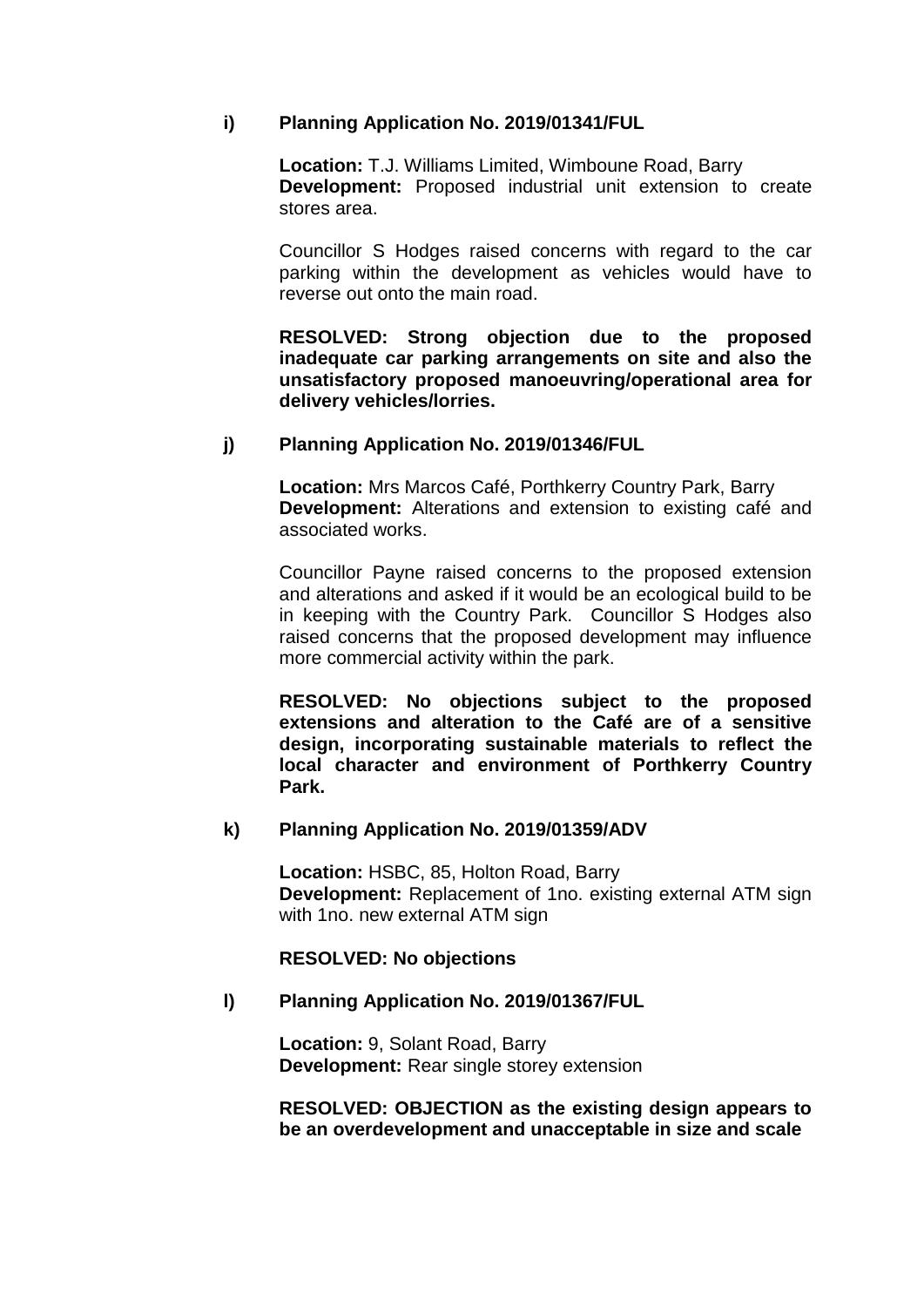**i) Planning Application No. 2019/01341/FUL**

**Location:** T.J. Williams Limited, Wimboune Road, Barry
**Development:** Proposed industrial unit extension to create stores area.

Councillor S Hodges raised concerns with regard to the car parking within the development as vehicles would have to reverse out onto the main road.

**RESOLVED: Strong objection due to the proposed inadequate car parking arrangements on site and also the unsatisfactory proposed manoeuvring/operational area for delivery vehicles/lorries.**

**j) Planning Application No. 2019/01346/FUL**

**Location:** Mrs Marcos Café, Porthkerry Country Park, Barry
**Development:** Alterations and extension to existing café and associated works.

Councillor Payne raised concerns to the proposed extension and alterations and asked if it would be an ecological build to be in keeping with the Country Park. Councillor S Hodges also raised concerns that the proposed development may influence more commercial activity within the park.

**RESOLVED: No objections subject to the proposed extensions and alteration to the Café are of a sensitive design, incorporating sustainable materials to reflect the local character and environment of Porthkerry Country Park.**

**k) Planning Application No. 2019/01359/ADV**

**Location:** HSBC, 85, Holton Road, Barry
**Development:** Replacement of 1no. existing external ATM sign with 1no. new external ATM sign

**RESOLVED: No objections**

**l) Planning Application No. 2019/01367/FUL**

**Location:** 9, Solant Road, Barry
**Development:** Rear single storey extension

**RESOLVED: OBJECTION as the existing design appears to be an overdevelopment and unacceptable in size and scale**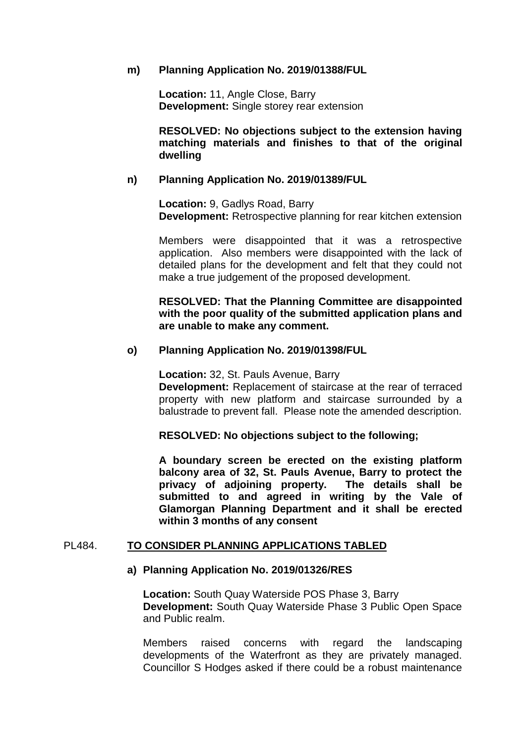**m) Planning Application No. 2019/01388/FUL**

**Location:** 11, Angle Close, Barry
**Development:** Single storey rear extension

**RESOLVED: No objections subject to the extension having matching materials and finishes to that of the original dwelling**

**n) Planning Application No. 2019/01389/FUL**

**Location:** 9, Gadlys Road, Barry
**Development:** Retrospective planning for rear kitchen extension

Members were disappointed that it was a retrospective application. Also members were disappointed with the lack of detailed plans for the development and felt that they could not make a true judgement of the proposed development.

**RESOLVED: That the Planning Committee are disappointed with the poor quality of the submitted application plans and are unable to make any comment.**

**o) Planning Application No. 2019/01398/FUL**

**Location:** 32, St. Pauls Avenue, Barry
**Development:** Replacement of staircase at the rear of terraced property with new platform and staircase surrounded by a balustrade to prevent fall. Please note the amended description.

**RESOLVED: No objections subject to the following;**

**A boundary screen be erected on the existing platform balcony area of 32, St. Pauls Avenue, Barry to protect the privacy of adjoining property. The details shall be submitted to and agreed in writing by the Vale of Glamorgan Planning Department and it shall be erected within 3 months of any consent**

## PL484. TO CONSIDER PLANNING APPLICATIONS TABLED

**a) Planning Application No. 2019/01326/RES**

**Location:** South Quay Waterside POS Phase 3, Barry
**Development:** South Quay Waterside Phase 3 Public Open Space and Public realm.

Members raised concerns with regard the landscaping developments of the Waterfront as they are privately managed. Councillor S Hodges asked if there could be a robust maintenance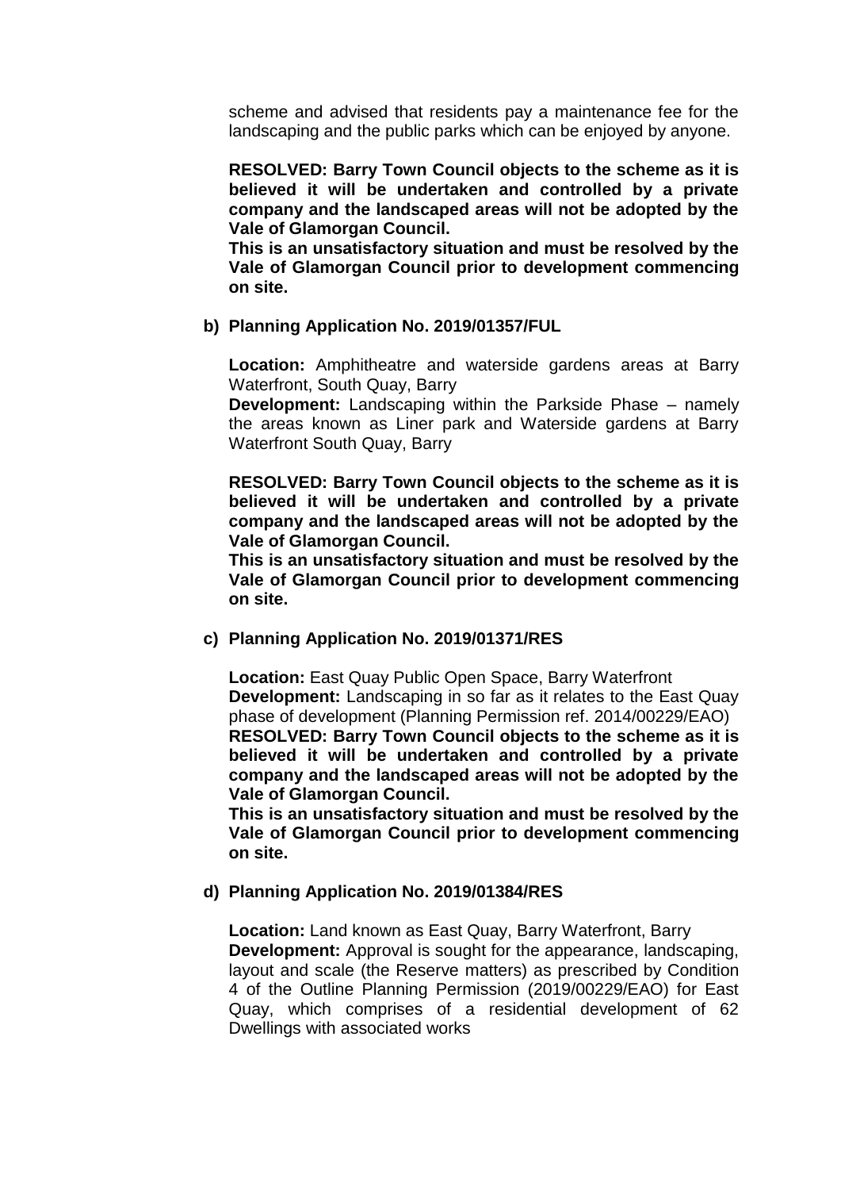scheme and advised that residents pay a maintenance fee for the landscaping and the public parks which can be enjoyed by anyone.

**RESOLVED: Barry Town Council objects to the scheme as it is believed it will be undertaken and controlled by a private company and the landscaped areas will not be adopted by the Vale of Glamorgan Council.**

**This is an unsatisfactory situation and must be resolved by the Vale of Glamorgan Council prior to development commencing on site.**

**b) Planning Application No. 2019/01357/FUL**

**Location:** Amphitheatre and waterside gardens areas at Barry Waterfront, South Quay, Barry

**Development:** Landscaping within the Parkside Phase – namely the areas known as Liner park and Waterside gardens at Barry Waterfront South Quay, Barry

**RESOLVED: Barry Town Council objects to the scheme as it is believed it will be undertaken and controlled by a private company and the landscaped areas will not be adopted by the Vale of Glamorgan Council.**

**This is an unsatisfactory situation and must be resolved by the Vale of Glamorgan Council prior to development commencing on site.**

**c) Planning Application No. 2019/01371/RES**

**Location:** East Quay Public Open Space, Barry Waterfront

**Development:** Landscaping in so far as it relates to the East Quay phase of development (Planning Permission ref. 2014/00229/EAO)

**RESOLVED: Barry Town Council objects to the scheme as it is believed it will be undertaken and controlled by a private company and the landscaped areas will not be adopted by the Vale of Glamorgan Council.**

**This is an unsatisfactory situation and must be resolved by the Vale of Glamorgan Council prior to development commencing on site.**

**d) Planning Application No. 2019/01384/RES**

**Location:** Land known as East Quay, Barry Waterfront, Barry

**Development:** Approval is sought for the appearance, landscaping, layout and scale (the Reserve matters) as prescribed by Condition 4 of the Outline Planning Permission (2019/00229/EAO) for East Quay, which comprises of a residential development of 62 Dwellings with associated works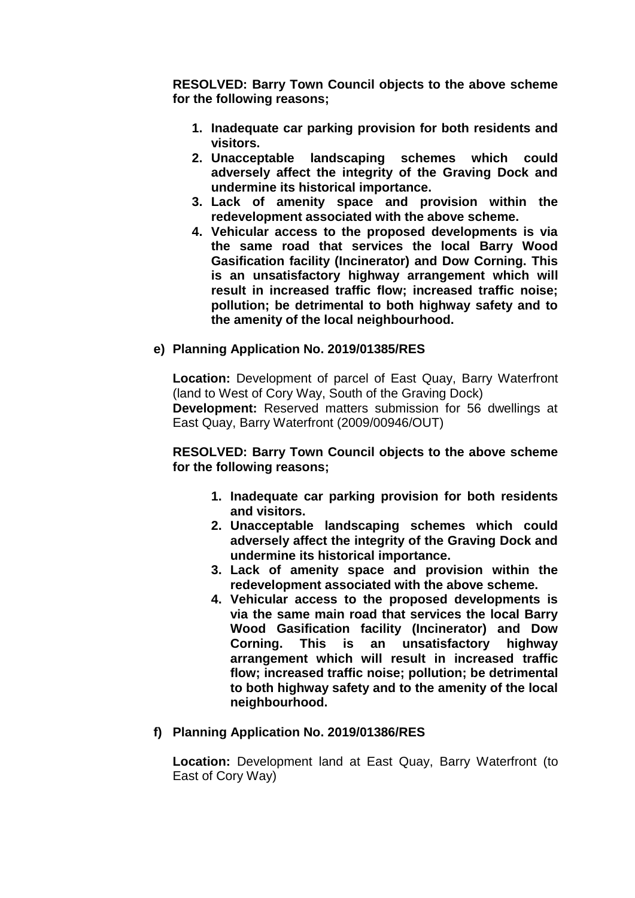**RESOLVED: Barry Town Council objects to the above scheme for the following reasons;**

1. **Inadequate car parking provision for both residents and visitors.**
2. **Unacceptable landscaping schemes which could adversely affect the integrity of the Graving Dock and undermine its historical importance.**
3. **Lack of amenity space and provision within the redevelopment associated with the above scheme.**
4. **Vehicular access to the proposed developments is via the same road that services the local Barry Wood Gasification facility (Incinerator) and Dow Corning. This is an unsatisfactory highway arrangement which will result in increased traffic flow; increased traffic noise; pollution; be detrimental to both highway safety and to the amenity of the local neighbourhood.**

**e) Planning Application No. 2019/01385/RES**

**Location:** Development of parcel of East Quay, Barry Waterfront (land to West of Cory Way, South of the Graving Dock)
**Development:** Reserved matters submission for 56 dwellings at East Quay, Barry Waterfront (2009/00946/OUT)

**RESOLVED: Barry Town Council objects to the above scheme for the following reasons;**

1. **Inadequate car parking provision for both residents and visitors.**
2. **Unacceptable landscaping schemes which could adversely affect the integrity of the Graving Dock and undermine its historical importance.**
3. **Lack of amenity space and provision within the redevelopment associated with the above scheme.**
4. **Vehicular access to the proposed developments is via the same main road that services the local Barry Wood Gasification facility (Incinerator) and Dow Corning. This is an unsatisfactory highway arrangement which will result in increased traffic flow; increased traffic noise; pollution; be detrimental to both highway safety and to the amenity of the local neighbourhood.**

**f) Planning Application No. 2019/01386/RES**

**Location:** Development land at East Quay, Barry Waterfront (to East of Cory Way)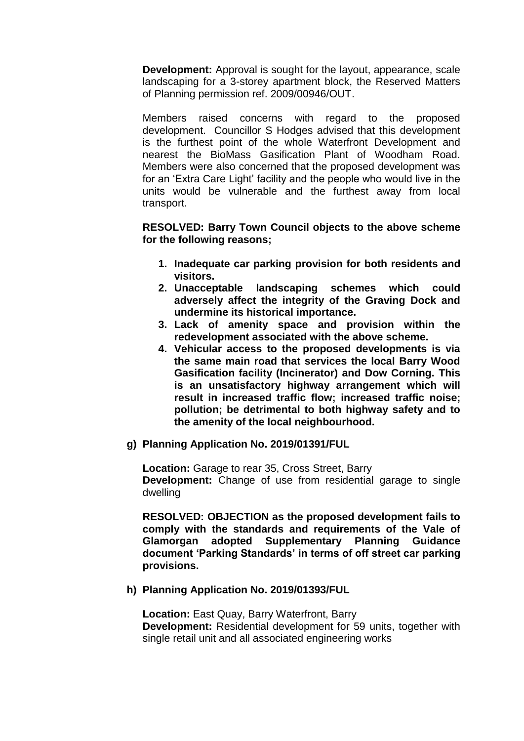**Development:** Approval is sought for the layout, appearance, scale landscaping for a 3-storey apartment block, the Reserved Matters of Planning permission ref. 2009/00946/OUT.

Members raised concerns with regard to the proposed development. Councillor S Hodges advised that this development is the furthest point of the whole Waterfront Development and nearest the BioMass Gasification Plant of Woodham Road. Members were also concerned that the proposed development was for an 'Extra Care Light' facility and the people who would live in the units would be vulnerable and the furthest away from local transport.

**RESOLVED: Barry Town Council objects to the above scheme for the following reasons;**

1. **Inadequate car parking provision for both residents and visitors.**
2. **Unacceptable landscaping schemes which could adversely affect the integrity of the Graving Dock and undermine its historical importance.**
3. **Lack of amenity space and provision within the redevelopment associated with the above scheme.**
4. **Vehicular access to the proposed developments is via the same main road that services the local Barry Wood Gasification facility (Incinerator) and Dow Corning. This is an unsatisfactory highway arrangement which will result in increased traffic flow; increased traffic noise; pollution; be detrimental to both highway safety and to the amenity of the local neighbourhood.**

**g) Planning Application No. 2019/01391/FUL**

**Location:** Garage to rear 35, Cross Street, Barry
**Development:** Change of use from residential garage to single dwelling

**RESOLVED: OBJECTION as the proposed development fails to comply with the standards and requirements of the Vale of Glamorgan adopted Supplementary Planning Guidance document 'Parking Standards' in terms of off street car parking provisions.**

**h) Planning Application No. 2019/01393/FUL**

**Location:** East Quay, Barry Waterfront, Barry
**Development:** Residential development for 59 units, together with single retail unit and all associated engineering works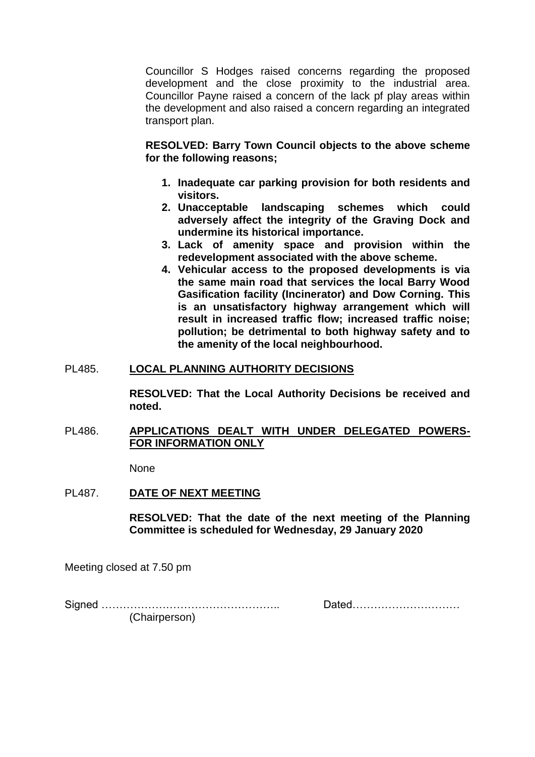Councillor S Hodges raised concerns regarding the proposed development and the close proximity to the industrial area. Councillor Payne raised a concern of the lack pf play areas within the development and also raised a concern regarding an integrated transport plan.

**RESOLVED: Barry Town Council objects to the above scheme for the following reasons;**

1. **Inadequate car parking provision for both residents and visitors.**
2. **Unacceptable landscaping schemes which could adversely affect the integrity of the Graving Dock and undermine its historical importance.**
3. **Lack of amenity space and provision within the redevelopment associated with the above scheme.**
4. **Vehicular access to the proposed developments is via the same main road that services the local Barry Wood Gasification facility (Incinerator) and Dow Corning. This is an unsatisfactory highway arrangement which will result in increased traffic flow; increased traffic noise; pollution; be detrimental to both highway safety and to the amenity of the local neighbourhood.**

PL485. **<u>LOCAL PLANNING AUTHORITY DECISIONS</u>**

**RESOLVED: That the Local Authority Decisions be received and noted.**

PL486. **<u>APPLICATIONS DEALT WITH UNDER DELEGATED POWERS- FOR INFORMATION ONLY</u>**

None

PL487. **<u>DATE OF NEXT MEETING</u>**

**RESOLVED: That the date of the next meeting of the Planning Committee is scheduled for Wednesday, 29 January 2020**

Meeting closed at 7.50 pm

Signed ………………………………………….. Dated…………………………
(Chairperson)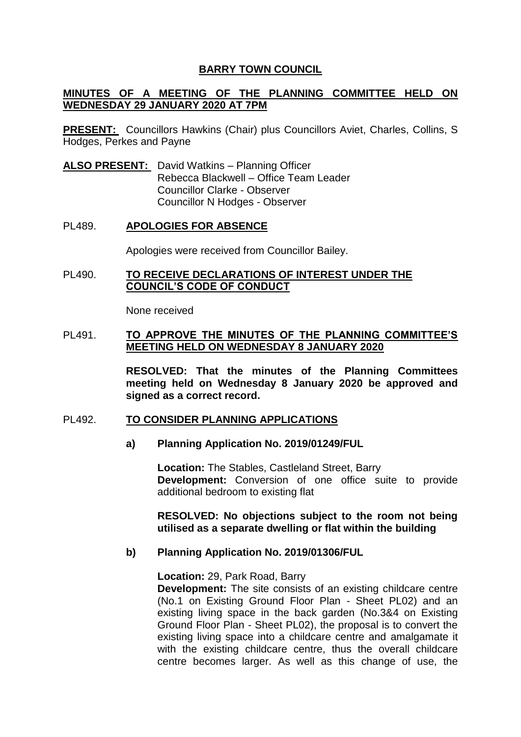# BARRY TOWN COUNCIL

## MINUTES OF A MEETING OF THE PLANNING COMMITTEE HELD ON WEDNESDAY 29 JANUARY 2020 AT 7PM

**PRESENT:** Councillors Hawkins (Chair) plus Councillors Aviet, Charles, Collins, S Hodges, Perkes and Payne

**ALSO PRESENT:** David Watkins – Planning Officer
Rebecca Blackwell – Office Team Leader
Councillor Clarke - Observer
Councillor N Hodges - Observer

### PL489. APOLOGIES FOR ABSENCE

Apologies were received from Councillor Bailey.

### PL490. TO RECEIVE DECLARATIONS OF INTEREST UNDER THE COUNCIL'S CODE OF CONDUCT

None received

### PL491. TO APPROVE THE MINUTES OF THE PLANNING COMMITTEE'S MEETING HELD ON WEDNESDAY 8 JANUARY 2020

**RESOLVED: That the minutes of the Planning Committees meeting held on Wednesday 8 January 2020 be approved and signed as a correct record.**

### PL492. TO CONSIDER PLANNING APPLICATIONS

**a) Planning Application No. 2019/01249/FUL**

**Location:** The Stables, Castleland Street, Barry
**Development:** Conversion of one office suite to provide additional bedroom to existing flat

**RESOLVED: No objections subject to the room not being utilised as a separate dwelling or flat within the building**

**b) Planning Application No. 2019/01306/FUL**

**Location:** 29, Park Road, Barry
**Development:** The site consists of an existing childcare centre (No.1 on Existing Ground Floor Plan - Sheet PL02) and an existing living space in the back garden (No.3&4 on Existing Ground Floor Plan - Sheet PL02), the proposal is to convert the existing living space into a childcare centre and amalgamate it with the existing childcare centre, thus the overall childcare centre becomes larger. As well as this change of use, the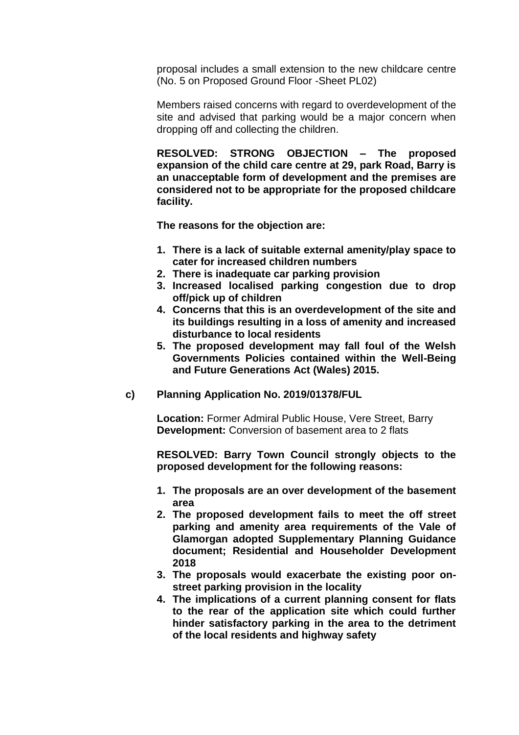proposal includes a small extension to the new childcare centre (No. 5 on Proposed Ground Floor -Sheet PL02)

Members raised concerns with regard to overdevelopment of the site and advised that parking would be a major concern when dropping off and collecting the children.

**RESOLVED: STRONG OBJECTION – The proposed expansion of the child care centre at 29, park Road, Barry is an unacceptable form of development and the premises are considered not to be appropriate for the proposed childcare facility.**

**The reasons for the objection are:**

1. **There is a lack of suitable external amenity/play space to cater for increased children numbers**
2. **There is inadequate car parking provision**
3. **Increased localised parking congestion due to drop off/pick up of children**
4. **Concerns that this is an overdevelopment of the site and its buildings resulting in a loss of amenity and increased disturbance to local residents**
5. **The proposed development may fall foul of the Welsh Governments Policies contained within the Well-Being and Future Generations Act (Wales) 2015.**

**c) Planning Application No. 2019/01378/FUL**

**Location:** Former Admiral Public House, Vere Street, Barry
**Development:** Conversion of basement area to 2 flats

**RESOLVED: Barry Town Council strongly objects to the proposed development for the following reasons:**

1. **The proposals are an over development of the basement area**
2. **The proposed development fails to meet the off street parking and amenity area requirements of the Vale of Glamorgan adopted Supplementary Planning Guidance document; Residential and Householder Development 2018**
3. **The proposals would exacerbate the existing poor on-street parking provision in the locality**
4. **The implications of a current planning consent for flats to the rear of the application site which could further hinder satisfactory parking in the area to the detriment of the local residents and highway safety**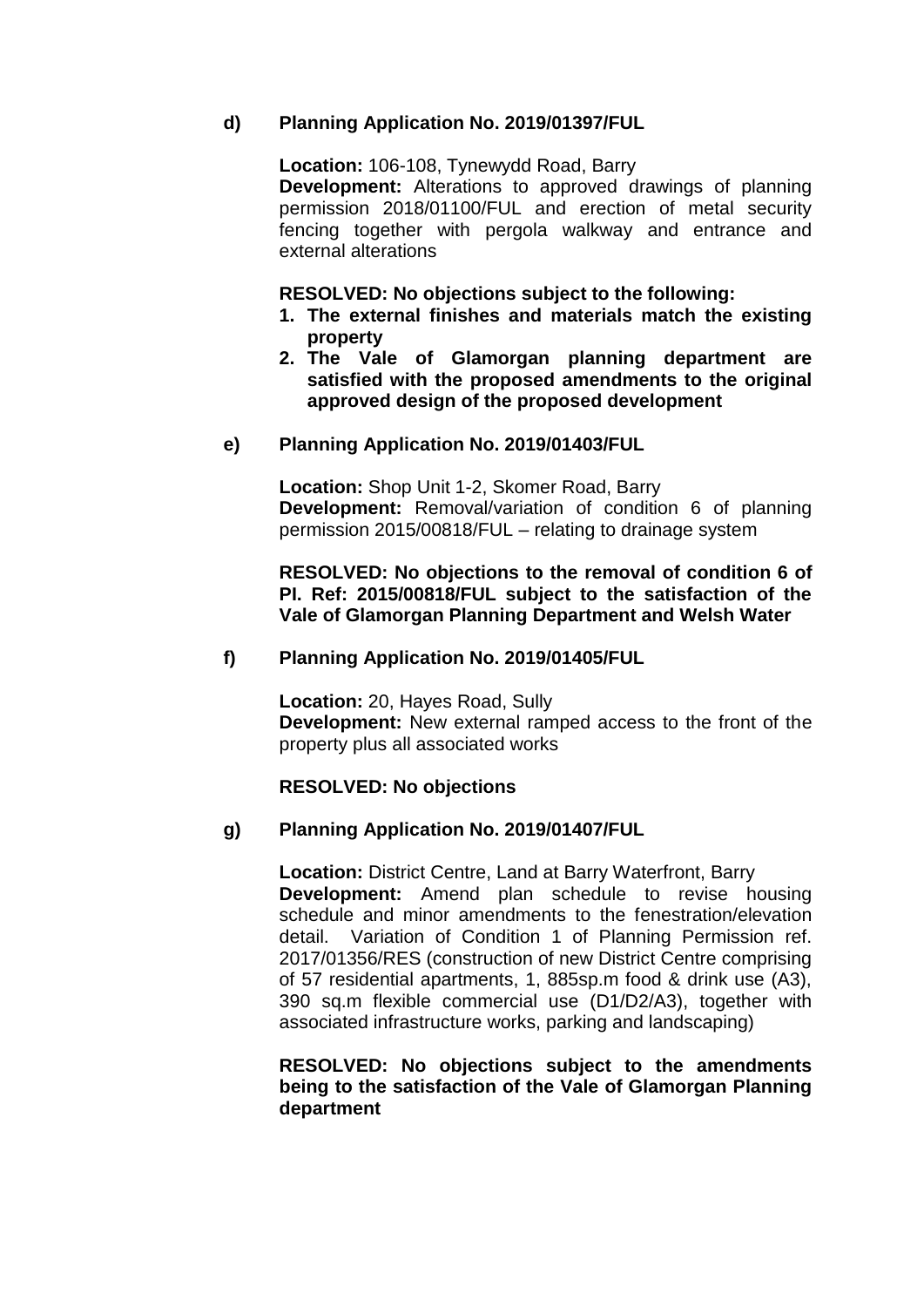**d) Planning Application No. 2019/01397/FUL**

**Location:** 106-108, Tynewydd Road, Barry
**Development:** Alterations to approved drawings of planning permission 2018/01100/FUL and erection of metal security fencing together with pergola walkway and entrance and external alterations

**RESOLVED: No objections subject to the following:**

1. **The external finishes and materials match the existing property**
2. **The Vale of Glamorgan planning department are satisfied with the proposed amendments to the original approved design of the proposed development**

**e) Planning Application No. 2019/01403/FUL**

**Location:** Shop Unit 1-2, Skomer Road, Barry
**Development:** Removal/variation of condition 6 of planning permission 2015/00818/FUL – relating to drainage system

**RESOLVED: No objections to the removal of condition 6 of Pl. Ref: 2015/00818/FUL subject to the satisfaction of the Vale of Glamorgan Planning Department and Welsh Water**

**f) Planning Application No. 2019/01405/FUL**

**Location:** 20, Hayes Road, Sully
**Development:** New external ramped access to the front of the property plus all associated works

**RESOLVED: No objections**

**g) Planning Application No. 2019/01407/FUL**

**Location:** District Centre, Land at Barry Waterfront, Barry
**Development:** Amend plan schedule to revise housing schedule and minor amendments to the fenestration/elevation detail. Variation of Condition 1 of Planning Permission ref. 2017/01356/RES (construction of new District Centre comprising of 57 residential apartments, 1, 885sp.m food & drink use (A3), 390 sq.m flexible commercial use (D1/D2/A3), together with associated infrastructure works, parking and landscaping)

**RESOLVED: No objections subject to the amendments being to the satisfaction of the Vale of Glamorgan Planning department**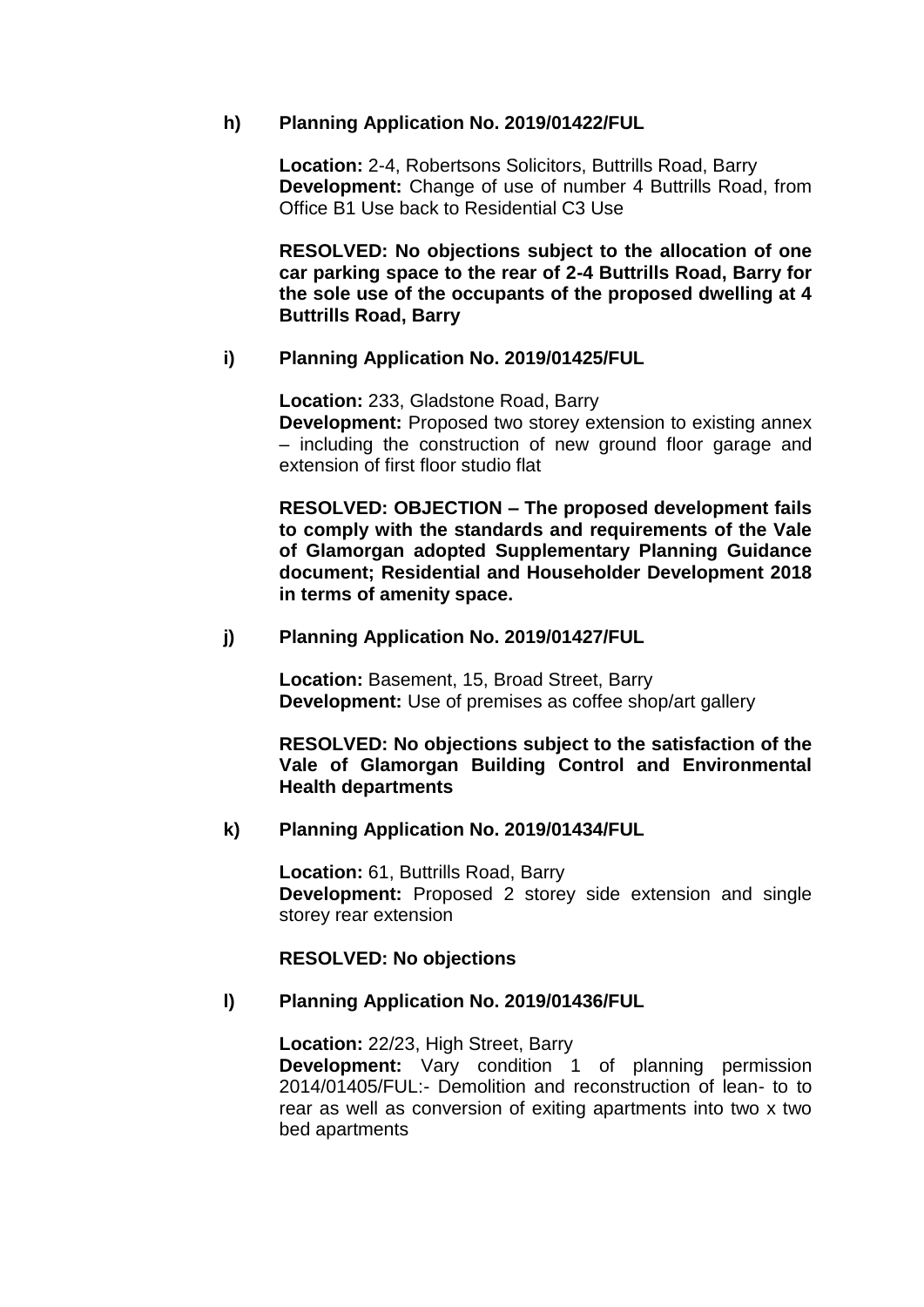**h) Planning Application No. 2019/01422/FUL**

**Location:** 2-4, Robertsons Solicitors, Buttrills Road, Barry
**Development:** Change of use of number 4 Buttrills Road, from Office B1 Use back to Residential C3 Use

**RESOLVED: No objections subject to the allocation of one car parking space to the rear of 2-4 Buttrills Road, Barry for the sole use of the occupants of the proposed dwelling at 4 Buttrills Road, Barry**

**i) Planning Application No. 2019/01425/FUL**

**Location:** 233, Gladstone Road, Barry
**Development:** Proposed two storey extension to existing annex – including the construction of new ground floor garage and extension of first floor studio flat

**RESOLVED: OBJECTION – The proposed development fails to comply with the standards and requirements of the Vale of Glamorgan adopted Supplementary Planning Guidance document; Residential and Householder Development 2018 in terms of amenity space.**

**j) Planning Application No. 2019/01427/FUL**

**Location:** Basement, 15, Broad Street, Barry
**Development:** Use of premises as coffee shop/art gallery

**RESOLVED: No objections subject to the satisfaction of the Vale of Glamorgan Building Control and Environmental Health departments**

**k) Planning Application No. 2019/01434/FUL**

**Location:** 61, Buttrills Road, Barry
**Development:** Proposed 2 storey side extension and single storey rear extension

**RESOLVED: No objections**

**l) Planning Application No. 2019/01436/FUL**

**Location:** 22/23, High Street, Barry
**Development:** Vary condition 1 of planning permission 2014/01405/FUL:- Demolition and reconstruction of lean- to to rear as well as conversion of exiting apartments into two x two bed apartments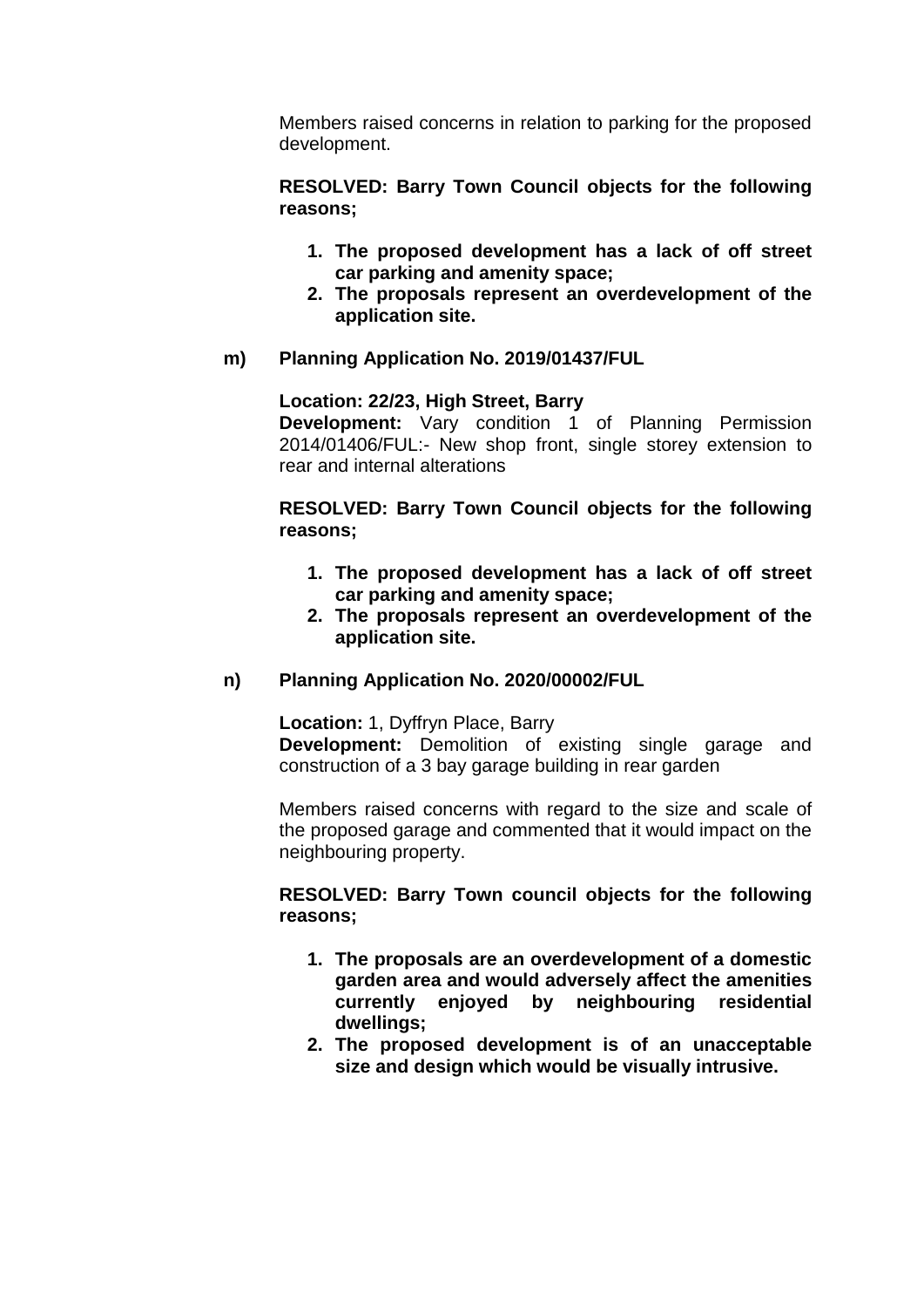Members raised concerns in relation to parking for the proposed development.

**RESOLVED: Barry Town Council objects for the following reasons;**

1. **The proposed development has a lack of off street car parking and amenity space;**
2. **The proposals represent an overdevelopment of the application site.**

**m) Planning Application No. 2019/01437/FUL**

**Location: 22/23, High Street, Barry**
**Development:** Vary condition 1 of Planning Permission 2014/01406/FUL:- New shop front, single storey extension to rear and internal alterations

**RESOLVED: Barry Town Council objects for the following reasons;**

1. **The proposed development has a lack of off street car parking and amenity space;**
2. **The proposals represent an overdevelopment of the application site.**

**n) Planning Application No. 2020/00002/FUL**

**Location:** 1, Dyffryn Place, Barry
**Development:** Demolition of existing single garage and construction of a 3 bay garage building in rear garden

Members raised concerns with regard to the size and scale of the proposed garage and commented that it would impact on the neighbouring property.

**RESOLVED: Barry Town council objects for the following reasons;**

1. **The proposals are an overdevelopment of a domestic garden area and would adversely affect the amenities currently enjoyed by neighbouring residential dwellings;**
2. **The proposed development is of an unacceptable size and design which would be visually intrusive.**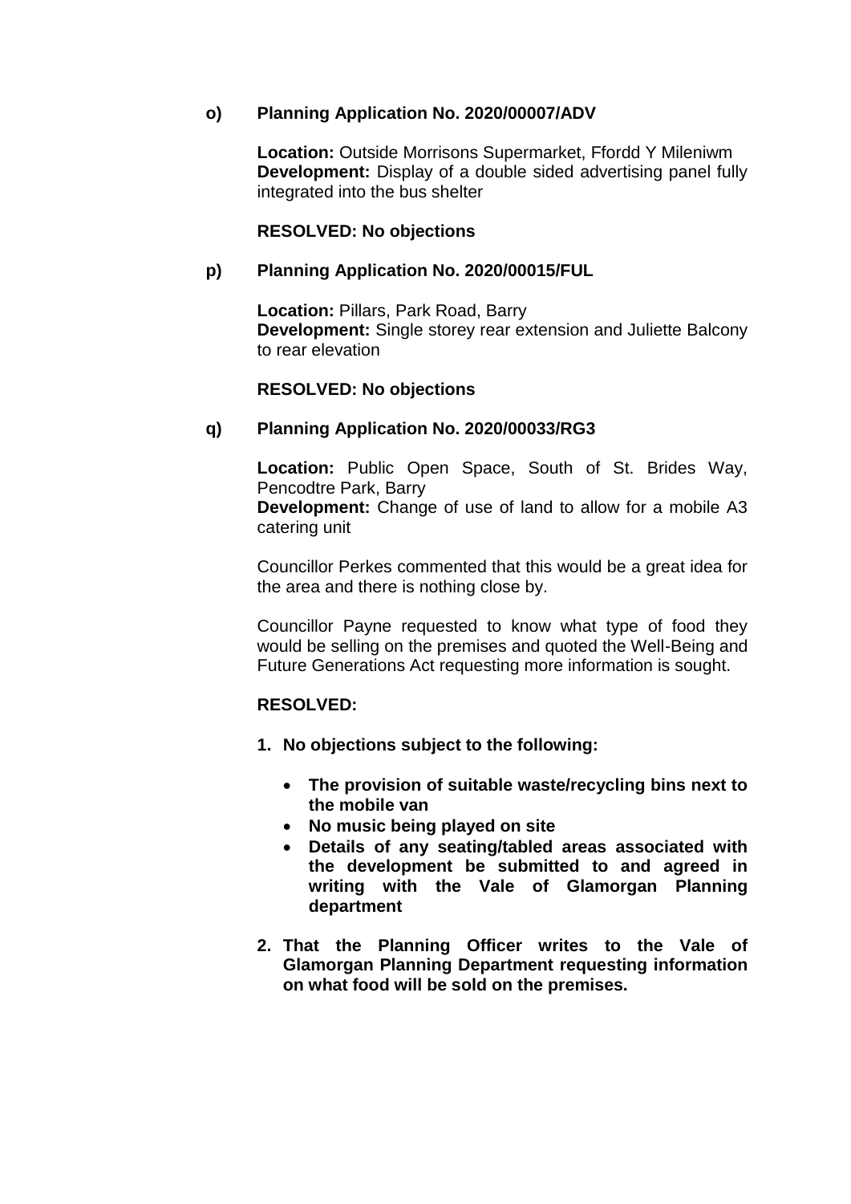**o) Planning Application No. 2020/00007/ADV**

**Location:** Outside Morrisons Supermarket, Ffordd Y Mileniwm
**Development:** Display of a double sided advertising panel fully integrated into the bus shelter

**RESOLVED: No objections**

**p) Planning Application No. 2020/00015/FUL**

**Location:** Pillars, Park Road, Barry
**Development:** Single storey rear extension and Juliette Balcony to rear elevation

**RESOLVED: No objections**

**q) Planning Application No. 2020/00033/RG3**

**Location:** Public Open Space, South of St. Brides Way, Pencodtre Park, Barry
**Development:** Change of use of land to allow for a mobile A3 catering unit

Councillor Perkes commented that this would be a great idea for the area and there is nothing close by.

Councillor Payne requested to know what type of food they would be selling on the premises and quoted the Well-Being and Future Generations Act requesting more information is sought.

**RESOLVED:**

1. **No objections subject to the following:**
   - **The provision of suitable waste/recycling bins next to the mobile van**
   - **No music being played on site**
   - **Details of any seating/tabled areas associated with the development be submitted to and agreed in writing with the Vale of Glamorgan Planning department**
2. **That the Planning Officer writes to the Vale of Glamorgan Planning Department requesting information on what food will be sold on the premises.**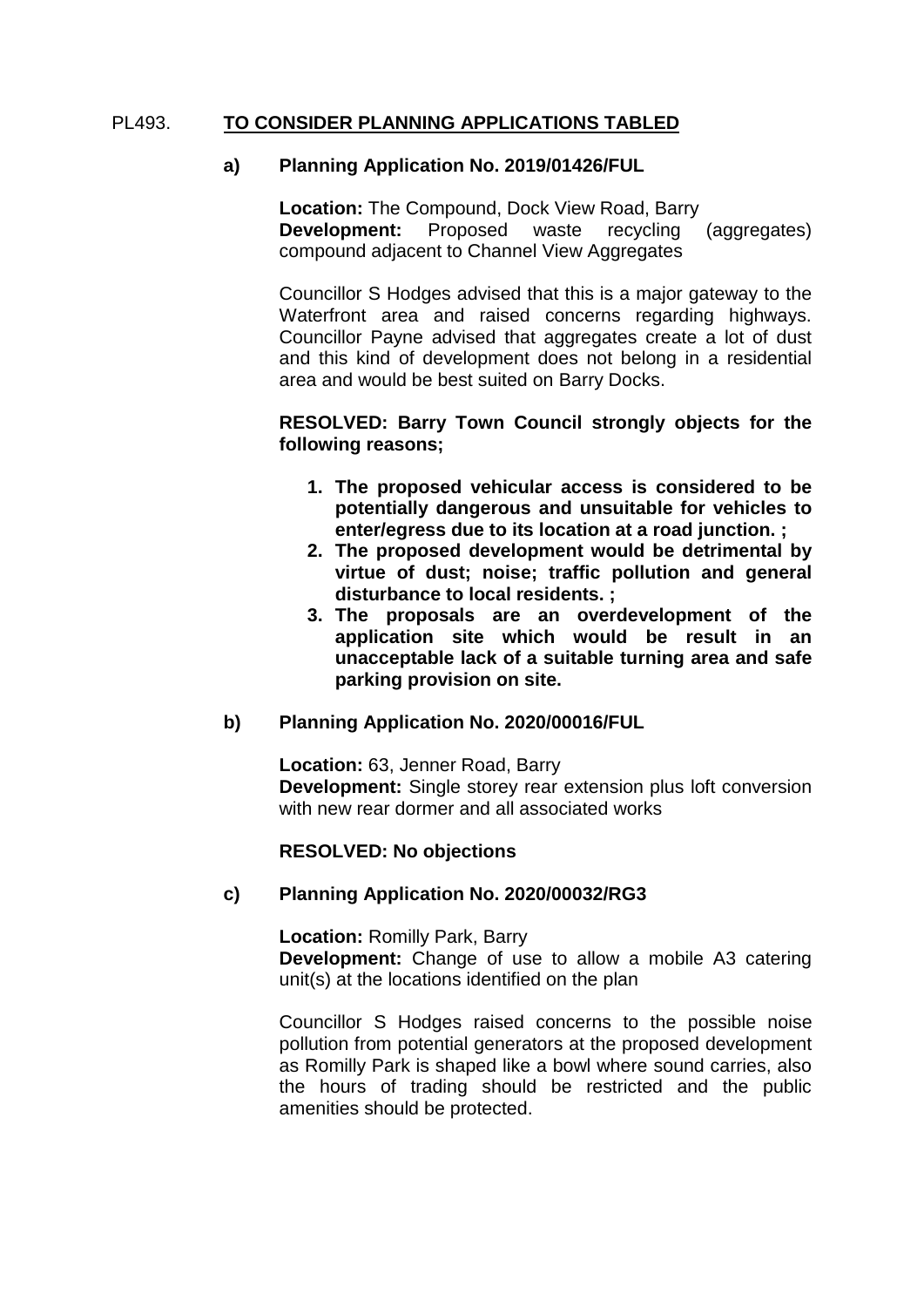PL493. **TO CONSIDER PLANNING APPLICATIONS TABLED**

**a) Planning Application No. 2019/01426/FUL**

**Location:** The Compound, Dock View Road, Barry
**Development:** Proposed waste recycling (aggregates) compound adjacent to Channel View Aggregates

Councillor S Hodges advised that this is a major gateway to the Waterfront area and raised concerns regarding highways. Councillor Payne advised that aggregates create a lot of dust and this kind of development does not belong in a residential area and would be best suited on Barry Docks.

**RESOLVED: Barry Town Council strongly objects for the following reasons;**

1. **The proposed vehicular access is considered to be potentially dangerous and unsuitable for vehicles to enter/egress due to its location at a road junction. ;**
2. **The proposed development would be detrimental by virtue of dust; noise; traffic pollution and general disturbance to local residents. ;**
3. **The proposals are an overdevelopment of the application site which would be result in an unacceptable lack of a suitable turning area and safe parking provision on site.**

**b) Planning Application No. 2020/00016/FUL**

**Location:** 63, Jenner Road, Barry
**Development:** Single storey rear extension plus loft conversion with new rear dormer and all associated works

**RESOLVED: No objections**

**c) Planning Application No. 2020/00032/RG3**

**Location:** Romilly Park, Barry
**Development:** Change of use to allow a mobile A3 catering unit(s) at the locations identified on the plan

Councillor S Hodges raised concerns to the possible noise pollution from potential generators at the proposed development as Romilly Park is shaped like a bowl where sound carries, also the hours of trading should be restricted and the public amenities should be protected.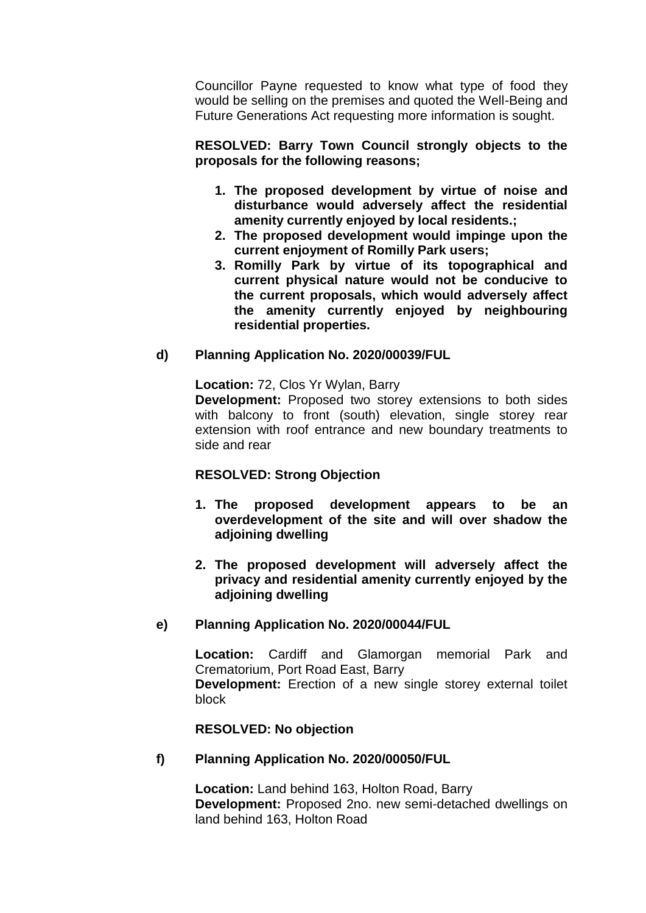Councillor Payne requested to know what type of food they would be selling on the premises and quoted the Well-Being and Future Generations Act requesting more information is sought.

**RESOLVED: Barry Town Council strongly objects to the proposals for the following reasons;**

1. **The proposed development by virtue of noise and disturbance would adversely affect the residential amenity currently enjoyed by local residents.;**
2. **The proposed development would impinge upon the current enjoyment of Romilly Park users;**
3. **Romilly Park by virtue of its topographical and current physical nature would not be conducive to the current proposals, which would adversely affect the amenity currently enjoyed by neighbouring residential properties.**

**d) Planning Application No. 2020/00039/FUL**

**Location:** 72, Clos Yr Wylan, Barry
**Development:** Proposed two storey extensions to both sides with balcony to front (south) elevation, single storey rear extension with roof entrance and new boundary treatments to side and rear

**RESOLVED: Strong Objection**

1. **The proposed development appears to be an overdevelopment of the site and will over shadow the adjoining dwelling**

2. **The proposed development will adversely affect the privacy and residential amenity currently enjoyed by the adjoining dwelling**

**e) Planning Application No. 2020/00044/FUL**

**Location:** Cardiff and Glamorgan memorial Park and Crematorium, Port Road East, Barry
**Development:** Erection of a new single storey external toilet block

**RESOLVED: No objection**

**f) Planning Application No. 2020/00050/FUL**

**Location:** Land behind 163, Holton Road, Barry
**Development:** Proposed 2no. new semi-detached dwellings on land behind 163, Holton Road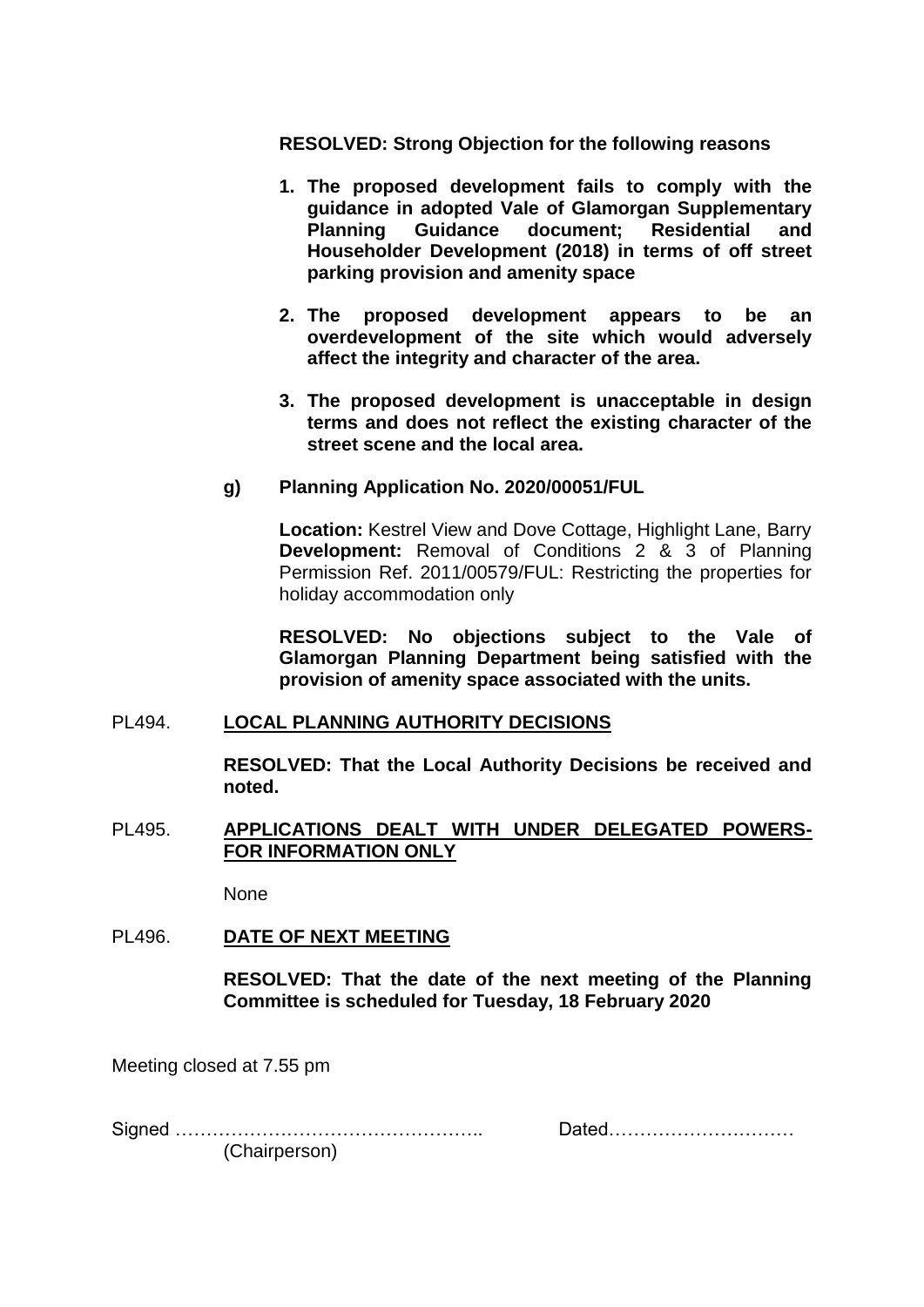**RESOLVED: Strong Objection for the following reasons**

1. **The proposed development fails to comply with the guidance in adopted Vale of Glamorgan Supplementary Planning Guidance document; Residential and Householder Development (2018) in terms of off street parking provision and amenity space**

2. **The proposed development appears to be an overdevelopment of the site which would adversely affect the integrity and character of the area.**

3. **The proposed development is unacceptable in design terms and does not reflect the existing character of the street scene and the local area.**

**g) Planning Application No. 2020/00051/FUL**

**Location:** Kestrel View and Dove Cottage, Highlight Lane, Barry
**Development:** Removal of Conditions 2 & 3 of Planning Permission Ref. 2011/00579/FUL: Restricting the properties for holiday accommodation only

**RESOLVED: No objections subject to the Vale of Glamorgan Planning Department being satisfied with the provision of amenity space associated with the units.**

PL494. **LOCAL PLANNING AUTHORITY DECISIONS**

**RESOLVED: That the Local Authority Decisions be received and noted.**

PL495. **APPLICATIONS DEALT WITH UNDER DELEGATED POWERS- FOR INFORMATION ONLY**

None

PL496. **DATE OF NEXT MEETING**

**RESOLVED: That the date of the next meeting of the Planning Committee is scheduled for Tuesday, 18 February 2020**

Meeting closed at 7.55 pm

Signed ………………………………………….. Dated…………………………
(Chairperson)